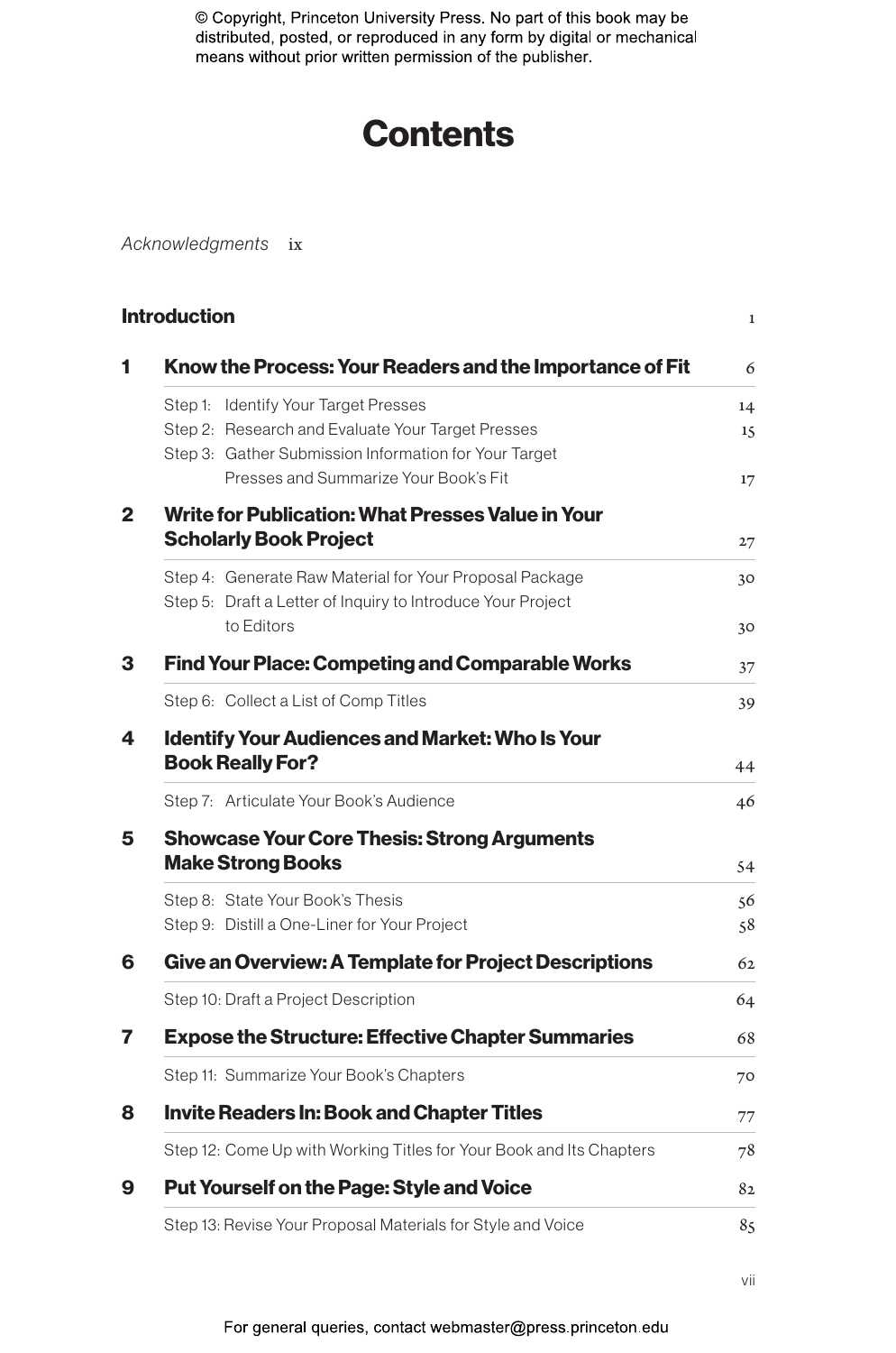© Copyright, Princeton University Press. No part of this book may be distributed, posted, or reproduced in any form by digital or mechanical means without prior written permission of the publisher.

# Contents

*Acknowledgments* ix

**Introduction** 1

**1 Know the Process: Your Readers and the Importance of Fit** 6

- Step 1: Identify Your Target Presses 14
- Step 2: Research and Evaluate Your Target Presses 15
- Step 3: Gather Submission Information for Your Target Presses and Summarize Your Book's Fit 17

**2 Write for Publication: What Presses Value in Your Scholarly Book Project** 27

- Step 4: Generate Raw Material for Your Proposal Package 30
- Step 5: Draft a Letter of Inquiry to Introduce Your Project to Editors 30

**3 Find Your Place: Competing and Comparable Works** 37

- Step 6: Collect a List of Comp Titles 39

**4 Identify Your Audiences and Market: Who Is Your Book Really For?** 44

- Step 7: Articulate Your Book's Audience 46

**5 Showcase Your Core Thesis: Strong Arguments Make Strong Books** 54

- Step 8: State Your Book's Thesis 56
- Step 9: Distill a One-Liner for Your Project 58

**6 Give an Overview: A Template for Project Descriptions** 62

- Step 10: Draft a Project Description 64

**7 Expose the Structure: Effective Chapter Summaries** 68

- Step 11: Summarize Your Book's Chapters 70

**8 Invite Readers In: Book and Chapter Titles** 77

- Step 12: Come Up with Working Titles for Your Book and Its Chapters 78

**9 Put Yourself on the Page: Style and Voice** 82

- Step 13: Revise Your Proposal Materials for Style and Voice 85

For general queries, contact webmaster@press.princeton.edu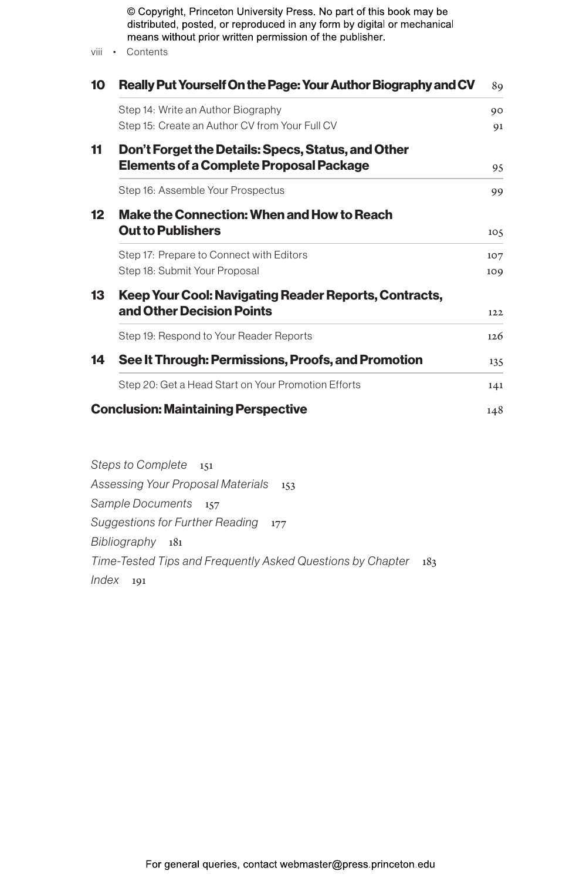| | | |
|---|---|---|
| **10** | **Really Put Yourself On the Page: Your Author Biography and CV** | 89 |
| | Step 14: Write an Author Biography | 90 |
| | Step 15: Create an Author CV from Your Full CV | 91 |
| **11** | **Don't Forget the Details: Specs, Status, and Other Elements of a Complete Proposal Package** | 95 |
| | Step 16: Assemble Your Prospectus | 99 |
| **12** | **Make the Connection: When and How to Reach Out to Publishers** | 105 |
| | Step 17: Prepare to Connect with Editors | 107 |
| | Step 18: Submit Your Proposal | 109 |
| **13** | **Keep Your Cool: Navigating Reader Reports, Contracts, and Other Decision Points** | 122 |
| | Step 19: Respond to Your Reader Reports | 126 |
| **14** | **See It Through: Permissions, Proofs, and Promotion** | 135 |
| | Step 20: Get a Head Start on Your Promotion Efforts | 141 |
| | **Conclusion: Maintaining Perspective** | 148 |

*Steps to Complete* 151

*Assessing Your Proposal Materials* 153

*Sample Documents* 157

*Suggestions for Further Reading* 177

*Bibliography* 181

*Time-Tested Tips and Frequently Asked Questions by Chapter* 183

*Index* 191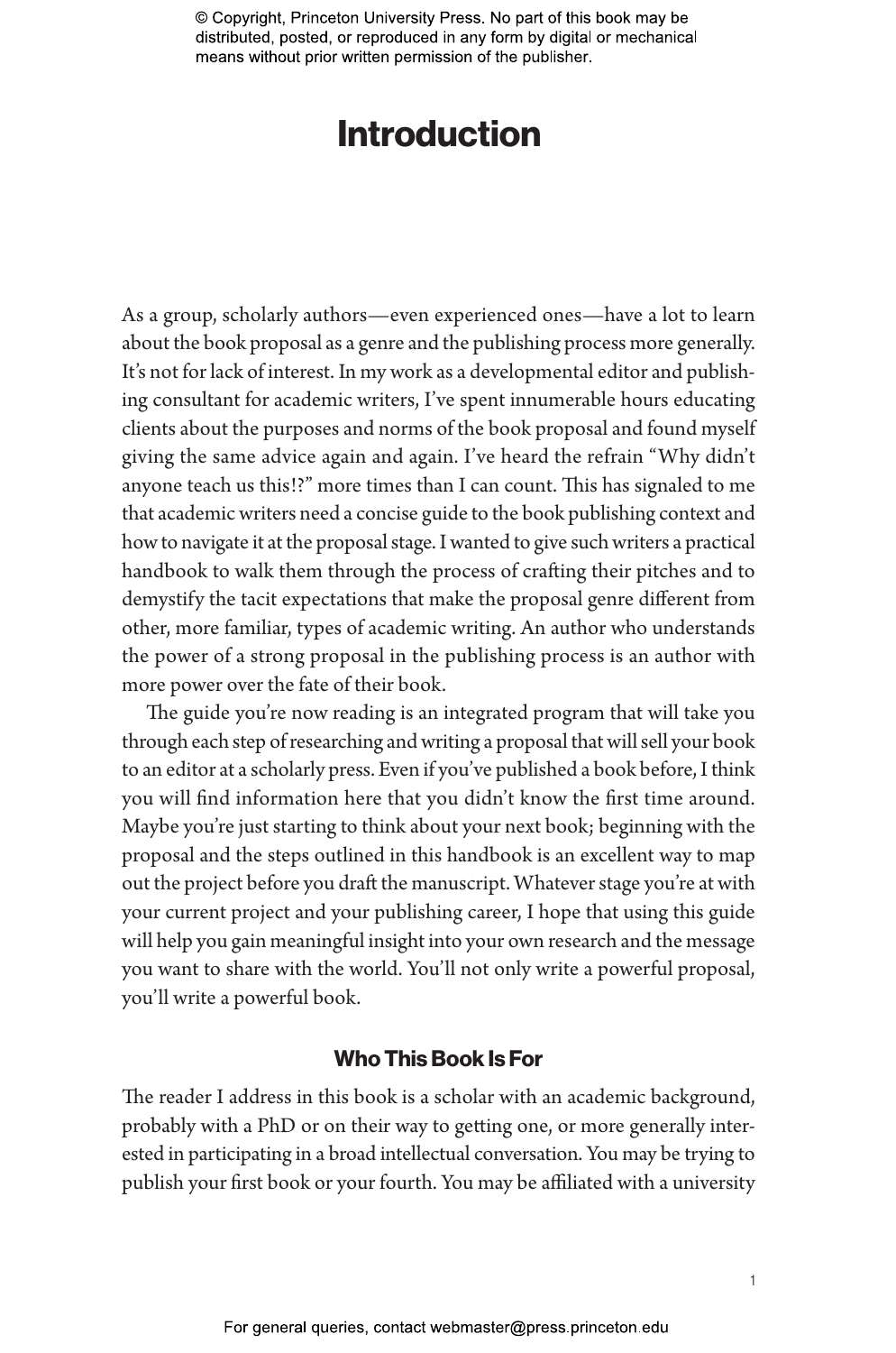# Introduction

As a group, scholarly authors—even experienced ones—have a lot to learn about the book proposal as a genre and the publishing process more generally. It's not for lack of interest. In my work as a developmental editor and publishing consultant for academic writers, I've spent innumerable hours educating clients about the purposes and norms of the book proposal and found myself giving the same advice again and again. I've heard the refrain "Why didn't anyone teach us this!?" more times than I can count. This has signaled to me that academic writers need a concise guide to the book publishing context and how to navigate it at the proposal stage. I wanted to give such writers a practical handbook to walk them through the process of crafting their pitches and to demystify the tacit expectations that make the proposal genre different from other, more familiar, types of academic writing. An author who understands the power of a strong proposal in the publishing process is an author with more power over the fate of their book.

The guide you're now reading is an integrated program that will take you through each step of researching and writing a proposal that will sell your book to an editor at a scholarly press. Even if you've published a book before, I think you will find information here that you didn't know the first time around. Maybe you're just starting to think about your next book; beginning with the proposal and the steps outlined in this handbook is an excellent way to map out the project before you draft the manuscript. Whatever stage you're at with your current project and your publishing career, I hope that using this guide will help you gain meaningful insight into your own research and the message you want to share with the world. You'll not only write a powerful proposal, you'll write a powerful book.

## Who This Book Is For

The reader I address in this book is a scholar with an academic background, probably with a PhD or on their way to getting one, or more generally interested in participating in a broad intellectual conversation. You may be trying to publish your first book or your fourth. You may be affiliated with a university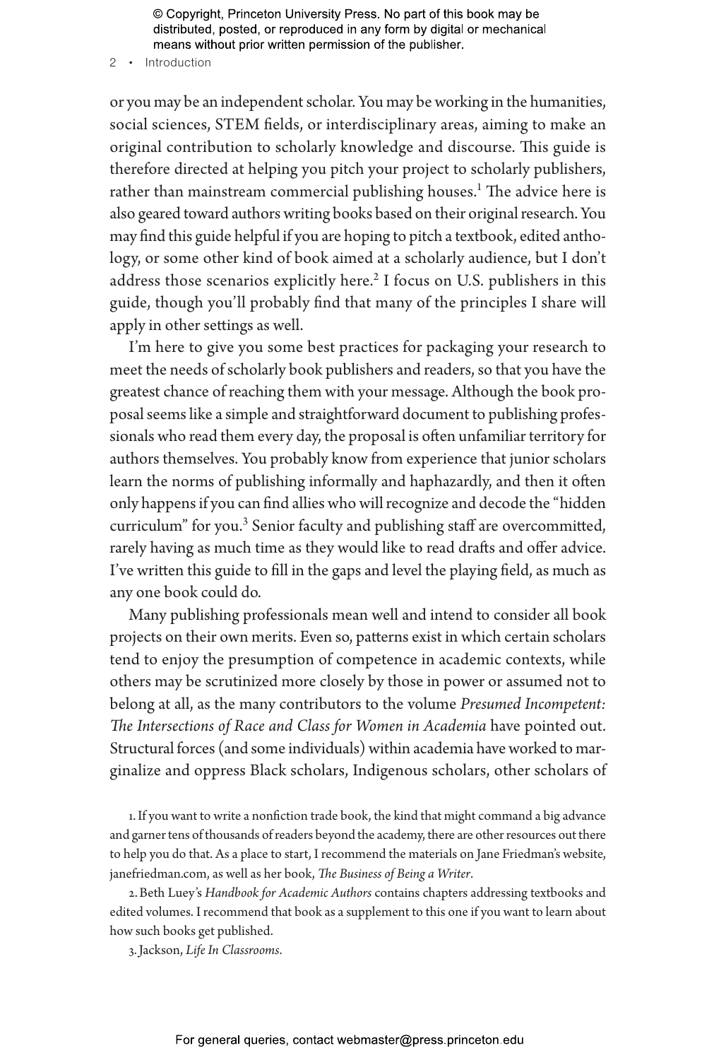or you may be an independent scholar. You may be working in the humanities, social sciences, STEM fields, or interdisciplinary areas, aiming to make an original contribution to scholarly knowledge and discourse. This guide is therefore directed at helping you pitch your project to scholarly publishers, rather than mainstream commercial publishing houses.[1] The advice here is also geared toward authors writing books based on their original research. You may find this guide helpful if you are hoping to pitch a textbook, edited anthology, or some other kind of book aimed at a scholarly audience, but I don't address those scenarios explicitly here.[2] I focus on U.S. publishers in this guide, though you'll probably find that many of the principles I share will apply in other settings as well.

I'm here to give you some best practices for packaging your research to meet the needs of scholarly book publishers and readers, so that you have the greatest chance of reaching them with your message. Although the book proposal seems like a simple and straightforward document to publishing professionals who read them every day, the proposal is often unfamiliar territory for authors themselves. You probably know from experience that junior scholars learn the norms of publishing informally and haphazardly, and then it often only happens if you can find allies who will recognize and decode the "hidden curriculum" for you.[3] Senior faculty and publishing staff are overcommitted, rarely having as much time as they would like to read drafts and offer advice. I've written this guide to fill in the gaps and level the playing field, as much as any one book could do.

Many publishing professionals mean well and intend to consider all book projects on their own merits. Even so, patterns exist in which certain scholars tend to enjoy the presumption of competence in academic contexts, while others may be scrutinized more closely by those in power or assumed not to belong at all, as the many contributors to the volume *Presumed Incompetent: The Intersections of Race and Class for Women in Academia* have pointed out. Structural forces (and some individuals) within academia have worked to marginalize and oppress Black scholars, Indigenous scholars, other scholars of

1. If you want to write a nonfiction trade book, the kind that might command a big advance and garner tens of thousands of readers beyond the academy, there are other resources out there to help you do that. As a place to start, I recommend the materials on Jane Friedman's website, janefriedman.com, as well as her book, *The Business of Being a Writer*.

2. Beth Luey's *Handbook for Academic Authors* contains chapters addressing textbooks and edited volumes. I recommend that book as a supplement to this one if you want to learn about how such books get published.

3. Jackson, *Life In Classrooms*.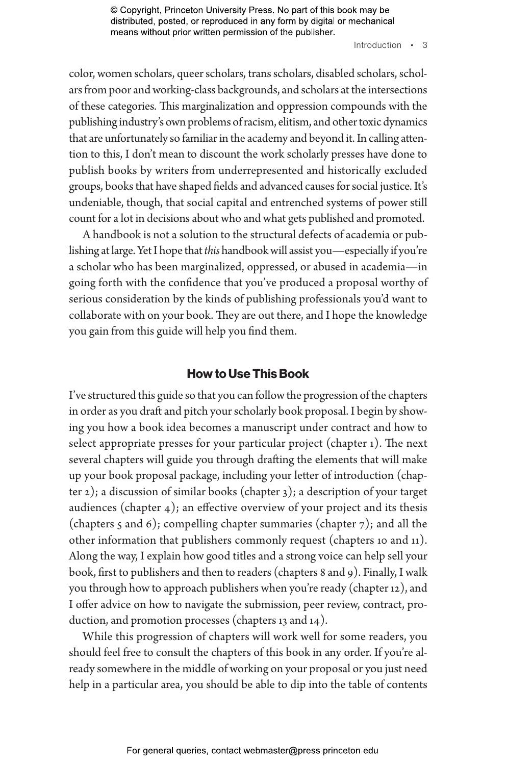color, women scholars, queer scholars, trans scholars, disabled scholars, scholars from poor and working-class backgrounds, and scholars at the intersections of these categories. This marginalization and oppression compounds with the publishing industry's own problems of racism, elitism, and other toxic dynamics that are unfortunately so familiar in the academy and beyond it. In calling attention to this, I don't mean to discount the work scholarly presses have done to publish books by writers from underrepresented and historically excluded groups, books that have shaped fields and advanced causes for social justice. It's undeniable, though, that social capital and entrenched systems of power still count for a lot in decisions about who and what gets published and promoted.

A handbook is not a solution to the structural defects of academia or publishing at large. Yet I hope that *this* handbook will assist you—especially if you're a scholar who has been marginalized, oppressed, or abused in academia—in going forth with the confidence that you've produced a proposal worthy of serious consideration by the kinds of publishing professionals you'd want to collaborate with on your book. They are out there, and I hope the knowledge you gain from this guide will help you find them.

## How to Use This Book

I've structured this guide so that you can follow the progression of the chapters in order as you draft and pitch your scholarly book proposal. I begin by showing you how a book idea becomes a manuscript under contract and how to select appropriate presses for your particular project (chapter 1). The next several chapters will guide you through drafting the elements that will make up your book proposal package, including your letter of introduction (chapter 2); a discussion of similar books (chapter 3); a description of your target audiences (chapter 4); an effective overview of your project and its thesis (chapters 5 and 6); compelling chapter summaries (chapter 7); and all the other information that publishers commonly request (chapters 10 and 11). Along the way, I explain how good titles and a strong voice can help sell your book, first to publishers and then to readers (chapters 8 and 9). Finally, I walk you through how to approach publishers when you're ready (chapter 12), and I offer advice on how to navigate the submission, peer review, contract, production, and promotion processes (chapters 13 and 14).

While this progression of chapters will work well for some readers, you should feel free to consult the chapters of this book in any order. If you're already somewhere in the middle of working on your proposal or you just need help in a particular area, you should be able to dip into the table of contents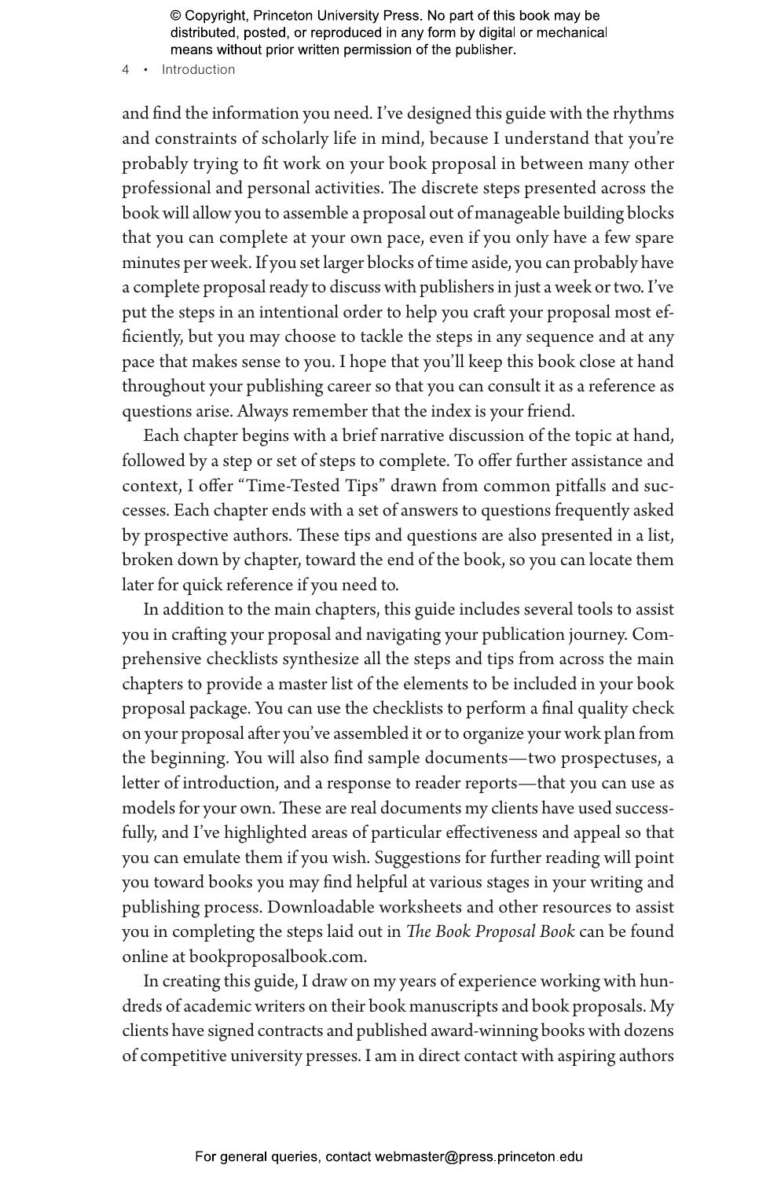and find the information you need. I've designed this guide with the rhythms and constraints of scholarly life in mind, because I understand that you're probably trying to fit work on your book proposal in between many other professional and personal activities. The discrete steps presented across the book will allow you to assemble a proposal out of manageable building blocks that you can complete at your own pace, even if you only have a few spare minutes per week. If you set larger blocks of time aside, you can probably have a complete proposal ready to discuss with publishers in just a week or two. I've put the steps in an intentional order to help you craft your proposal most efficiently, but you may choose to tackle the steps in any sequence and at any pace that makes sense to you. I hope that you'll keep this book close at hand throughout your publishing career so that you can consult it as a reference as questions arise. Always remember that the index is your friend.

Each chapter begins with a brief narrative discussion of the topic at hand, followed by a step or set of steps to complete. To offer further assistance and context, I offer "Time-Tested Tips" drawn from common pitfalls and successes. Each chapter ends with a set of answers to questions frequently asked by prospective authors. These tips and questions are also presented in a list, broken down by chapter, toward the end of the book, so you can locate them later for quick reference if you need to.

In addition to the main chapters, this guide includes several tools to assist you in crafting your proposal and navigating your publication journey. Comprehensive checklists synthesize all the steps and tips from across the main chapters to provide a master list of the elements to be included in your book proposal package. You can use the checklists to perform a final quality check on your proposal after you've assembled it or to organize your work plan from the beginning. You will also find sample documents—two prospectuses, a letter of introduction, and a response to reader reports—that you can use as models for your own. These are real documents my clients have used successfully, and I've highlighted areas of particular effectiveness and appeal so that you can emulate them if you wish. Suggestions for further reading will point you toward books you may find helpful at various stages in your writing and publishing process. Downloadable worksheets and other resources to assist you in completing the steps laid out in *The Book Proposal Book* can be found online at bookproposalbook.com.

In creating this guide, I draw on my years of experience working with hundreds of academic writers on their book manuscripts and book proposals. My clients have signed contracts and published award-winning books with dozens of competitive university presses. I am in direct contact with aspiring authors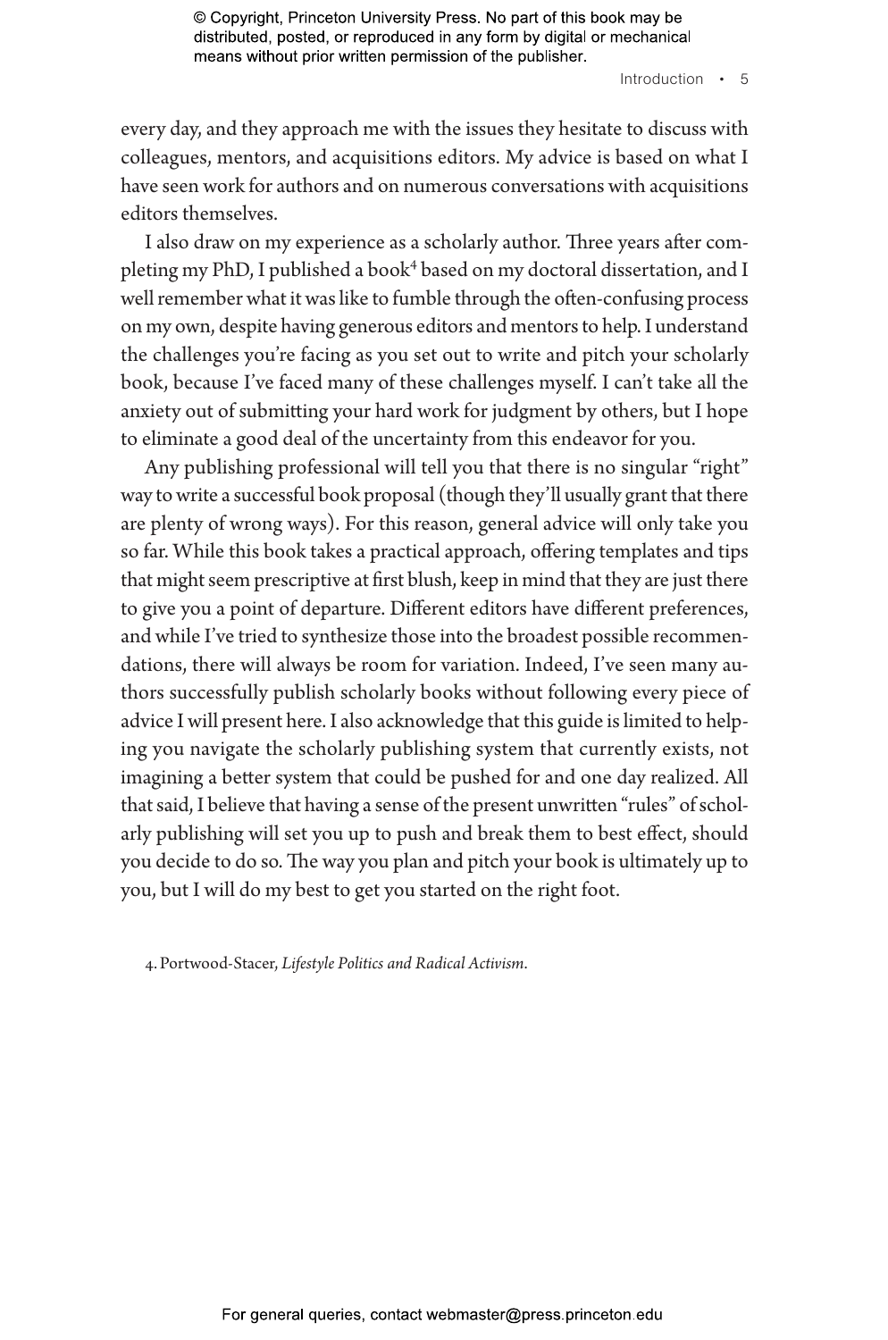every day, and they approach me with the issues they hesitate to discuss with colleagues, mentors, and acquisitions editors. My advice is based on what I have seen work for authors and on numerous conversations with acquisitions editors themselves.

I also draw on my experience as a scholarly author. Three years after completing my PhD, I published a book[4] based on my doctoral dissertation, and I well remember what it was like to fumble through the often-confusing process on my own, despite having generous editors and mentors to help. I understand the challenges you're facing as you set out to write and pitch your scholarly book, because I've faced many of these challenges myself. I can't take all the anxiety out of submitting your hard work for judgment by others, but I hope to eliminate a good deal of the uncertainty from this endeavor for you.

Any publishing professional will tell you that there is no singular "right" way to write a successful book proposal (though they'll usually grant that there are plenty of wrong ways). For this reason, general advice will only take you so far. While this book takes a practical approach, offering templates and tips that might seem prescriptive at first blush, keep in mind that they are just there to give you a point of departure. Different editors have different preferences, and while I've tried to synthesize those into the broadest possible recommendations, there will always be room for variation. Indeed, I've seen many authors successfully publish scholarly books without following every piece of advice I will present here. I also acknowledge that this guide is limited to helping you navigate the scholarly publishing system that currently exists, not imagining a better system that could be pushed for and one day realized. All that said, I believe that having a sense of the present unwritten "rules" of scholarly publishing will set you up to push and break them to best effect, should you decide to do so. The way you plan and pitch your book is ultimately up to you, but I will do my best to get you started on the right foot.

4. Portwood-Stacer, *Lifestyle Politics and Radical Activism*.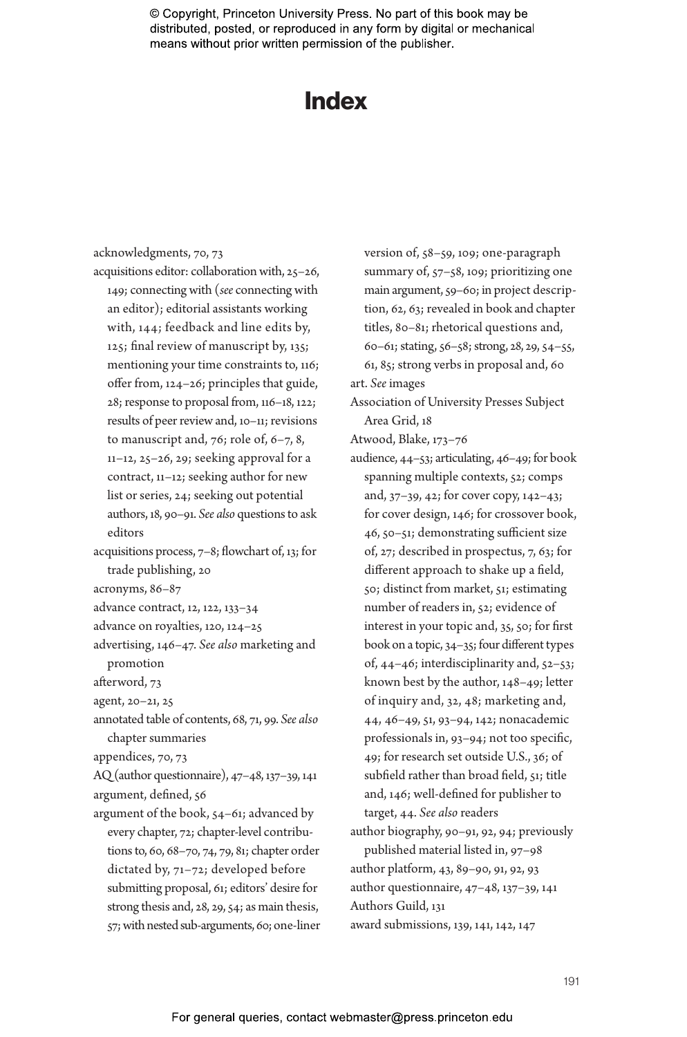# Index

acknowledgments, 70, 73

acquisitions editor: collaboration with, 25–26, 149; connecting with (*see* connecting with an editor); editorial assistants working with, 144; feedback and line edits by, 125; final review of manuscript by, 135; mentioning your time constraints to, 116; offer from, 124–26; principles that guide, 28; response to proposal from, 116–18, 122; results of peer review and, 10–11; revisions to manuscript and, 76; role of, 6–7, 8, 11–12, 25–26, 29; seeking approval for a contract, 11–12; seeking author for new list or series, 24; seeking out potential authors, 18, 90–91. *See also* questions to ask editors

acquisitions process, 7–8; flowchart of, 13; for trade publishing, 20

acronyms, 86–87

advance contract, 12, 122, 133–34

advance on royalties, 120, 124–25

advertising, 146–47. *See also* marketing and promotion

afterword, 73

agent, 20–21, 25

annotated table of contents, 68, 71, 99. *See also* chapter summaries

appendices, 70, 73

AQ (author questionnaire), 47–48, 137–39, 141

argument, defined, 56

argument of the book, 54–61; advanced by every chapter, 72; chapter-level contributions to, 60, 68–70, 74, 79, 81; chapter order dictated by, 71–72; developed before submitting proposal, 61; editors' desire for strong thesis and, 28, 29, 54; as main thesis, 57; with nested sub-arguments, 60; one-liner version of, 58–59, 109; one-paragraph summary of, 57–58, 109; prioritizing one main argument, 59–60; in project description, 62, 63; revealed in book and chapter titles, 80–81; rhetorical questions and, 60–61; stating, 56–58; strong, 28, 29, 54–55, 61, 85; strong verbs in proposal and, 60

art. *See* images

Association of University Presses Subject Area Grid, 18

Atwood, Blake, 173–76

audience, 44–53; articulating, 46–49; for book spanning multiple contexts, 52; comps and, 37–39, 42; for cover copy, 142–43; for cover design, 146; for crossover book, 46, 50–51; demonstrating sufficient size of, 27; described in prospectus, 7, 63; for different approach to shake up a field, 50; distinct from market, 51; estimating number of readers in, 52; evidence of interest in your topic and, 35, 50; for first book on a topic, 34–35; four different types of, 44–46; interdisciplinarity and, 52–53; known best by the author, 148–49; letter of inquiry and, 32, 48; marketing and, 44, 46–49, 51, 93–94, 142; nonacademic professionals in, 93–94; not too specific, 49; for research set outside U.S., 36; of subfield rather than broad field, 51; title and, 146; well-defined for publisher to target, 44. *See also* readers

author biography, 90–91, 92, 94; previously published material listed in, 97–98

author platform, 43, 89–90, 91, 92, 93

author questionnaire, 47–48, 137–39, 141

Authors Guild, 131

award submissions, 139, 141, 142, 147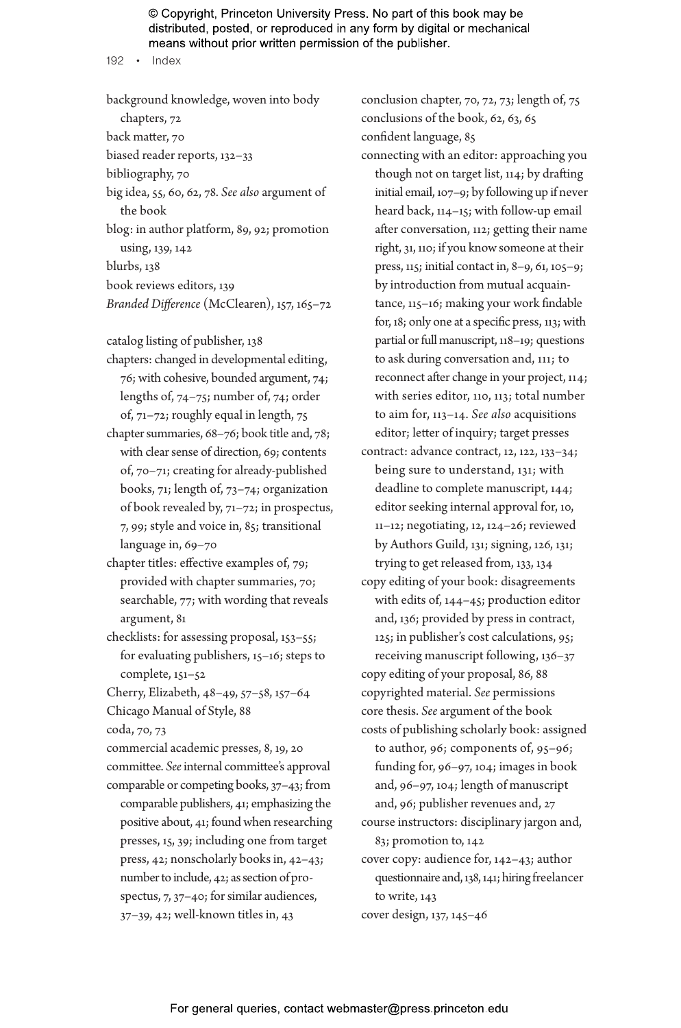background knowledge, woven into body chapters, 72

back matter, 70

biased reader reports, 132–33

bibliography, 70

big idea, 55, 60, 62, 78. *See also* argument of the book

blog: in author platform, 89, 92; promotion using, 139, 142

blurbs, 138

book reviews editors, 139

*Branded Difference* (McClearen), 157, 165–72

catalog listing of publisher, 138

chapters: changed in developmental editing, 76; with cohesive, bounded argument, 74; lengths of, 74–75; number of, 74; order of, 71–72; roughly equal in length, 75

chapter summaries, 68–76; book title and, 78; with clear sense of direction, 69; contents of, 70–71; creating for already-published books, 71; length of, 73–74; organization of book revealed by, 71–72; in prospectus, 7, 99; style and voice in, 85; transitional language in, 69–70

chapter titles: effective examples of, 79; provided with chapter summaries, 70; searchable, 77; with wording that reveals argument, 81

checklists: for assessing proposal, 153–55; for evaluating publishers, 15–16; steps to complete, 151–52

Cherry, Elizabeth, 48–49, 57–58, 157–64

Chicago Manual of Style, 88

coda, 70, 73

commercial academic presses, 8, 19, 20

committee. *See* internal committee's approval

comparable or competing books, 37–43; from comparable publishers, 41; emphasizing the positive about, 41; found when researching presses, 15, 39; including one from target press, 42; nonscholarly books in, 42–43; number to include, 42; as section of prospectus, 7, 37–40; for similar audiences, 37–39, 42; well-known titles in, 43

conclusion chapter, 70, 72, 73; length of, 75

conclusions of the book, 62, 63, 65

confident language, 85

connecting with an editor: approaching you though not on target list, 114; by drafting initial email, 107–9; by following up if never heard back, 114–15; with follow-up email after conversation, 112; getting their name right, 31, 110; if you know someone at their press, 115; initial contact in, 8–9, 61, 105–9; by introduction from mutual acquaintance, 115–16; making your work findable for, 18; only one at a specific press, 113; with partial or full manuscript, 118–19; questions to ask during conversation and, 111; to reconnect after change in your project, 114; with series editor, 110, 113; total number to aim for, 113–14. *See also* acquisitions editor; letter of inquiry; target presses

contract: advance contract, 12, 122, 133–34; being sure to understand, 131; with deadline to complete manuscript, 144; editor seeking internal approval for, 10, 11–12; negotiating, 12, 124–26; reviewed by Authors Guild, 131; signing, 126, 131; trying to get released from, 133, 134

copy editing of your book: disagreements with edits of, 144–45; production editor and, 136; provided by press in contract, 125; in publisher's cost calculations, 95; receiving manuscript following, 136–37

copy editing of your proposal, 86, 88

copyrighted material. *See* permissions

core thesis. *See* argument of the book

costs of publishing scholarly book: assigned to author, 96; components of, 95–96; funding for, 96–97, 104; images in book and, 96–97, 104; length of manuscript and, 96; publisher revenues and, 27

course instructors: disciplinary jargon and, 83; promotion to, 142

cover copy: audience for, 142–43; author questionnaire and, 138, 141; hiring freelancer to write, 143

cover design, 137, 145–46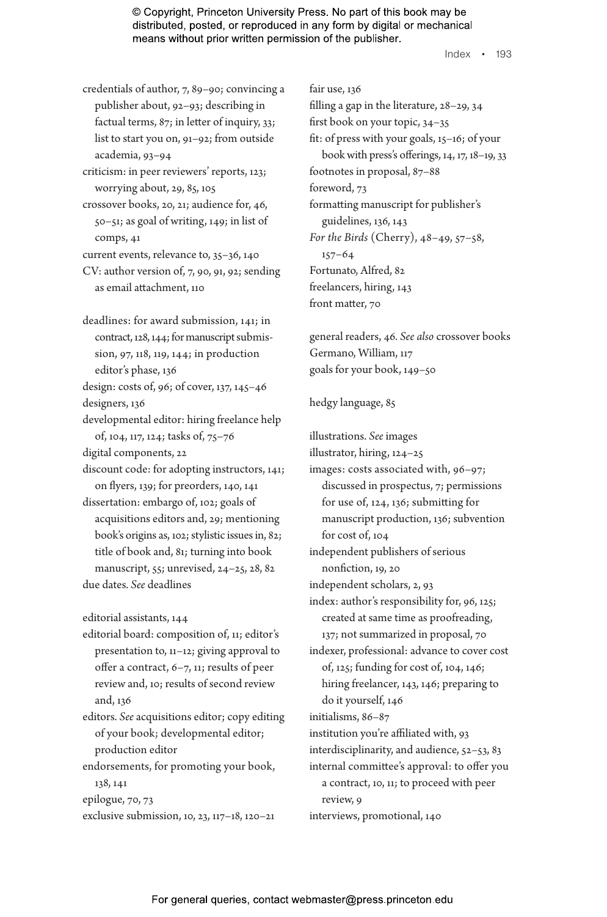credentials of author, 7, 89–90; convincing a publisher about, 92–93; describing in factual terms, 87; in letter of inquiry, 33; list to start you on, 91–92; from outside academia, 93–94

criticism: in peer reviewers' reports, 123; worrying about, 29, 85, 105

crossover books, 20, 21; audience for, 46, 50–51; as goal of writing, 149; in list of comps, 41

current events, relevance to, 35–36, 140

CV: author version of, 7, 90, 91, 92; sending as email attachment, 110

deadlines: for award submission, 141; in contract, 128, 144; for manuscript submission, 97, 118, 119, 144; in production editor's phase, 136

design: costs of, 96; of cover, 137, 145–46

designers, 136

developmental editor: hiring freelance help of, 104, 117, 124; tasks of, 75–76

digital components, 22

discount code: for adopting instructors, 141; on flyers, 139; for preorders, 140, 141

dissertation: embargo of, 102; goals of acquisitions editors and, 29; mentioning book's origins as, 102; stylistic issues in, 82; title of book and, 81; turning into book manuscript, 55; unrevised, 24–25, 28, 82

due dates. *See* deadlines

editorial assistants, 144

editorial board: composition of, 11; editor's presentation to, 11–12; giving approval to offer a contract, 6–7, 11; results of peer review and, 10; results of second review and, 136

editors. *See* acquisitions editor; copy editing of your book; developmental editor; production editor

endorsements, for promoting your book, 138, 141

epilogue, 70, 73

exclusive submission, 10, 23, 117–18, 120–21

fair use, 136

filling a gap in the literature, 28–29, 34

first book on your topic, 34–35

fit: of press with your goals, 15–16; of your book with press's offerings, 14, 17, 18–19, 33

footnotes in proposal, 87–88

foreword, 73

formatting manuscript for publisher's guidelines, 136, 143

*For the Birds* (Cherry), 48–49, 57–58, 157–64

Fortunato, Alfred, 82

freelancers, hiring, 143

front matter, 70

general readers, 46. *See also* crossover books

Germano, William, 117

goals for your book, 149–50

hedgy language, 85

illustrations. *See* images

illustrator, hiring, 124–25

images: costs associated with, 96–97; discussed in prospectus, 7; permissions for use of, 124, 136; submitting for manuscript production, 136; subvention for cost of, 104

independent publishers of serious nonfiction, 19, 20

independent scholars, 2, 93

index: author's responsibility for, 96, 125; created at same time as proofreading, 137; not summarized in proposal, 70

indexer, professional: advance to cover cost of, 125; funding for cost of, 104, 146; hiring freelancer, 143, 146; preparing to do it yourself, 146

initialisms, 86–87

institution you're affiliated with, 93

interdisciplinarity, and audience, 52–53, 83

internal committee's approval: to offer you a contract, 10, 11; to proceed with peer review, 9

interviews, promotional, 140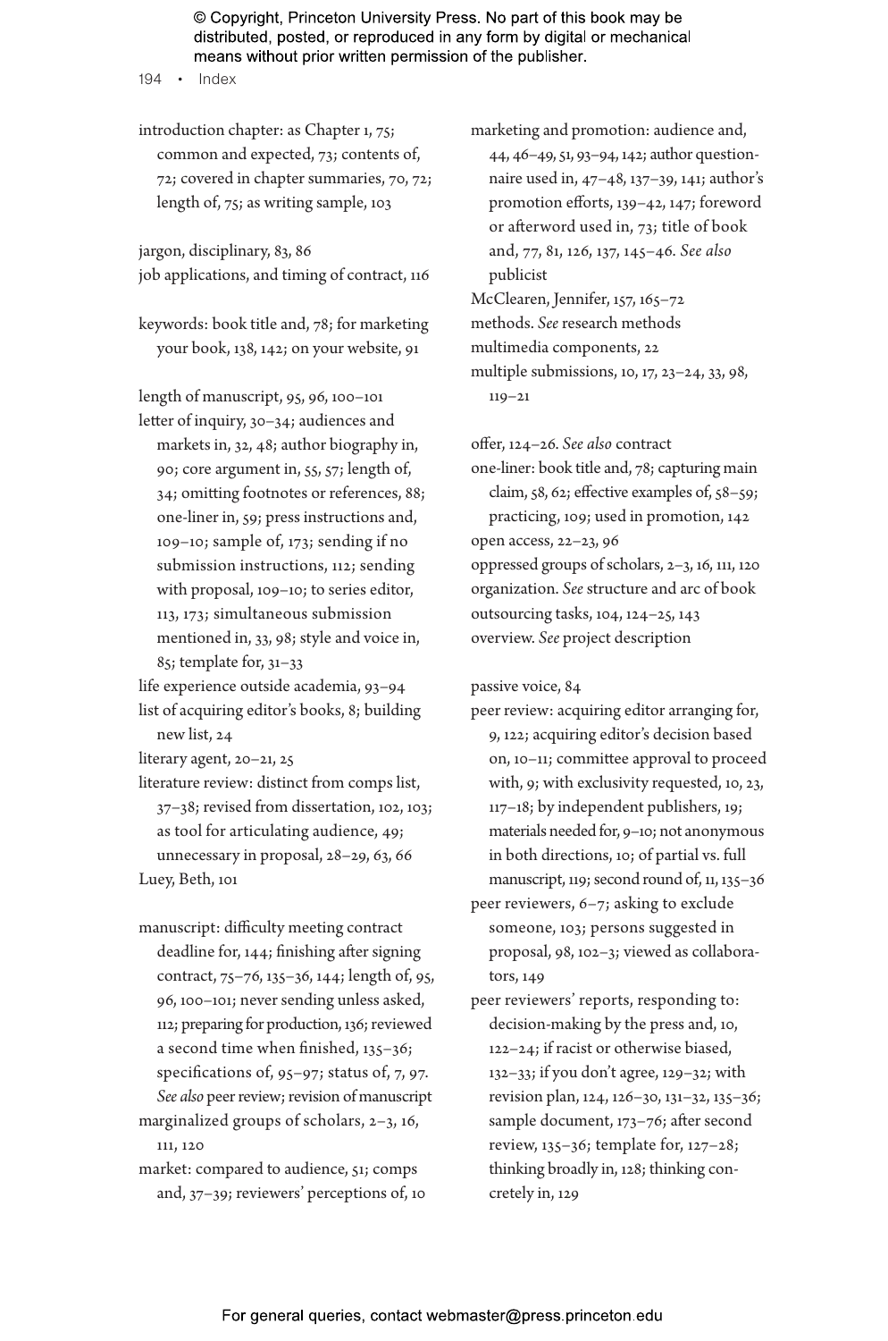introduction chapter: as Chapter 1, 75; common and expected, 73; contents of, 72; covered in chapter summaries, 70, 72; length of, 75; as writing sample, 103

jargon, disciplinary, 83, 86
job applications, and timing of contract, 116

keywords: book title and, 78; for marketing your book, 138, 142; on your website, 91

length of manuscript, 95, 96, 100–101
letter of inquiry, 30–34; audiences and markets in, 32, 48; author biography in, 90; core argument in, 55, 57; length of, 34; omitting footnotes or references, 88; one-liner in, 59; press instructions and, 109–10; sample of, 173; sending if no submission instructions, 112; sending with proposal, 109–10; to series editor, 113, 173; simultaneous submission mentioned in, 33, 98; style and voice in, 85; template for, 31–33
life experience outside academia, 93–94
list of acquiring editor's books, 8; building new list, 24
literary agent, 20–21, 25
literature review: distinct from comps list, 37–38; revised from dissertation, 102, 103; as tool for articulating audience, 49; unnecessary in proposal, 28–29, 63, 66
Luey, Beth, 101

manuscript: difficulty meeting contract deadline for, 144; finishing after signing contract, 75–76, 135–36, 144; length of, 95, 96, 100–101; never sending unless asked, 112; preparing for production, 136; reviewed a second time when finished, 135–36; specifications of, 95–97; status of, 7, 97. *See also* peer review; revision of manuscript
marginalized groups of scholars, 2–3, 16, 111, 120
market: compared to audience, 51; comps and, 37–39; reviewers' perceptions of, 10
marketing and promotion: audience and, 44, 46–49, 51, 93–94, 142; author questionnaire used in, 47–48, 137–39, 141; author's promotion efforts, 139–42, 147; foreword or afterword used in, 73; title of book and, 77, 81, 126, 137, 145–46. *See also* publicist
McClearen, Jennifer, 157, 165–72
methods. *See* research methods
multimedia components, 22
multiple submissions, 10, 17, 23–24, 33, 98, 119–21

offer, 124–26. *See also* contract
one-liner: book title and, 78; capturing main claim, 58, 62; effective examples of, 58–59; practicing, 109; used in promotion, 142
open access, 22–23, 96
oppressed groups of scholars, 2–3, 16, 111, 120
organization. *See* structure and arc of book
outsourcing tasks, 104, 124–25, 143
overview. *See* project description

passive voice, 84
peer review: acquiring editor arranging for, 9, 122; acquiring editor's decision based on, 10–11; committee approval to proceed with, 9; with exclusivity requested, 10, 23, 117–18; by independent publishers, 19; materials needed for, 9–10; not anonymous in both directions, 10; of partial vs. full manuscript, 119; second round of, 11, 135–36
peer reviewers, 6–7; asking to exclude someone, 103; persons suggested in proposal, 98, 102–3; viewed as collaborators, 149
peer reviewers' reports, responding to: decision-making by the press and, 10, 122–24; if racist or otherwise biased, 132–33; if you don't agree, 129–32; with revision plan, 124, 126–30, 131–32, 135–36; sample document, 173–76; after second review, 135–36; template for, 127–28; thinking broadly in, 128; thinking concretely in, 129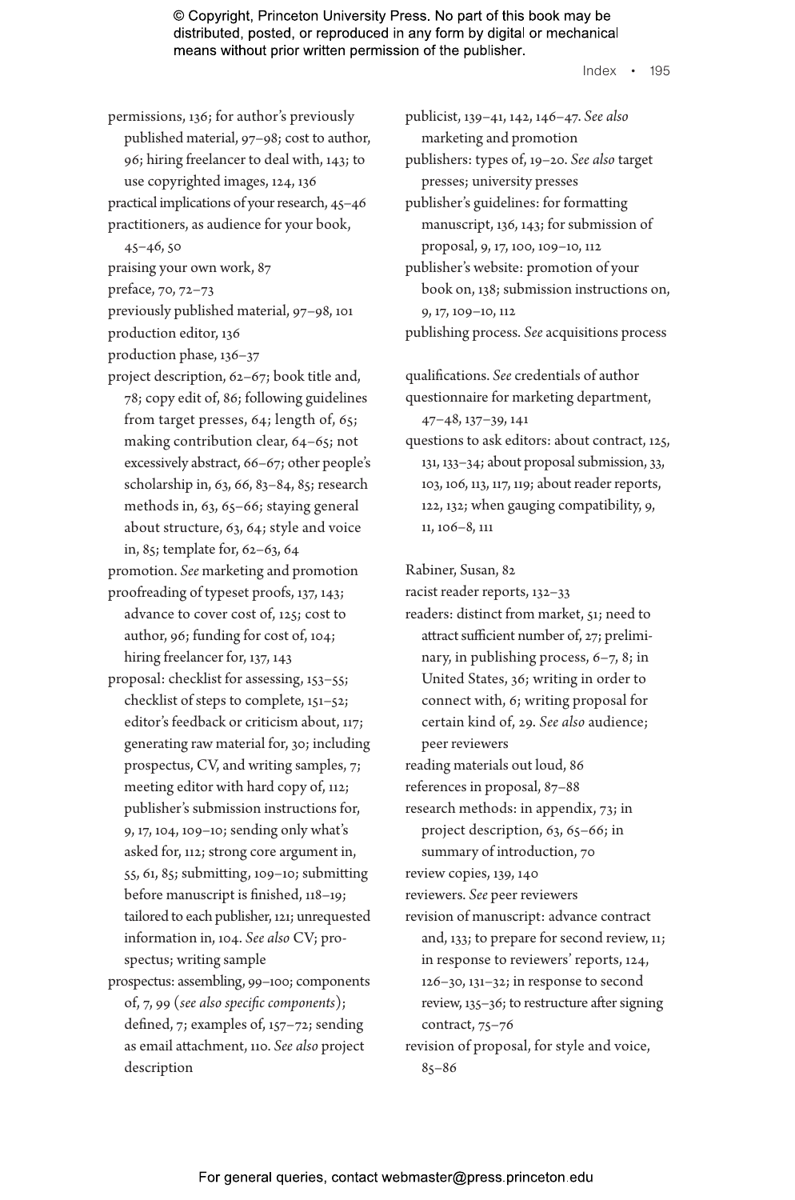permissions, 136; for author's previously published material, 97–98; cost to author, 96; hiring freelancer to deal with, 143; to use copyrighted images, 124, 136

practical implications of your research, 45–46

practitioners, as audience for your book, 45–46, 50

praising your own work, 87

preface, 70, 72–73

previously published material, 97–98, 101

production editor, 136

production phase, 136–37

project description, 62–67; book title and, 78; copy edit of, 86; following guidelines from target presses, 64; length of, 65; making contribution clear, 64–65; not excessively abstract, 66–67; other people's scholarship in, 63, 66, 83–84, 85; research methods in, 63, 65–66; staying general about structure, 63, 64; style and voice in, 85; template for, 62–63, 64

promotion. *See* marketing and promotion

proofreading of typeset proofs, 137, 143; advance to cover cost of, 125; cost to author, 96; funding for cost of, 104; hiring freelancer for, 137, 143

proposal: checklist for assessing, 153–55; checklist of steps to complete, 151–52; editor's feedback or criticism about, 117; generating raw material for, 30; including prospectus, CV, and writing samples, 7; meeting editor with hard copy of, 112; publisher's submission instructions for, 9, 17, 104, 109–10; sending only what's asked for, 112; strong core argument in, 55, 61, 85; submitting, 109–10; submitting before manuscript is finished, 118–19; tailored to each publisher, 121; unrequested information in, 104. *See also* CV; prospectus; writing sample

prospectus: assembling, 99–100; components of, 7, 99 (*see also specific components*); defined, 7; examples of, 157–72; sending as email attachment, 110. *See also* project description

publicist, 139–41, 142, 146–47. *See also* marketing and promotion

publishers: types of, 19–20. *See also* target presses; university presses

publisher's guidelines: for formatting manuscript, 136, 143; for submission of proposal, 9, 17, 100, 109–10, 112

publisher's website: promotion of your book on, 138; submission instructions on, 9, 17, 109–10, 112

publishing process. *See* acquisitions process

qualifications. *See* credentials of author

questionnaire for marketing department, 47–48, 137–39, 141

questions to ask editors: about contract, 125, 131, 133–34; about proposal submission, 33, 103, 106, 113, 117, 119; about reader reports, 122, 132; when gauging compatibility, 9, 11, 106–8, 111

Rabiner, Susan, 82

racist reader reports, 132–33

readers: distinct from market, 51; need to attract sufficient number of, 27; preliminary, in publishing process, 6–7, 8; in United States, 36; writing in order to connect with, 6; writing proposal for certain kind of, 29. *See also* audience; peer reviewers

reading materials out loud, 86

references in proposal, 87–88

research methods: in appendix, 73; in project description, 63, 65–66; in summary of introduction, 70

review copies, 139, 140

reviewers. *See* peer reviewers

revision of manuscript: advance contract and, 133; to prepare for second review, 11; in response to reviewers' reports, 124, 126–30, 131–32; in response to second review, 135–36; to restructure after signing contract, 75–76

revision of proposal, for style and voice, 85–86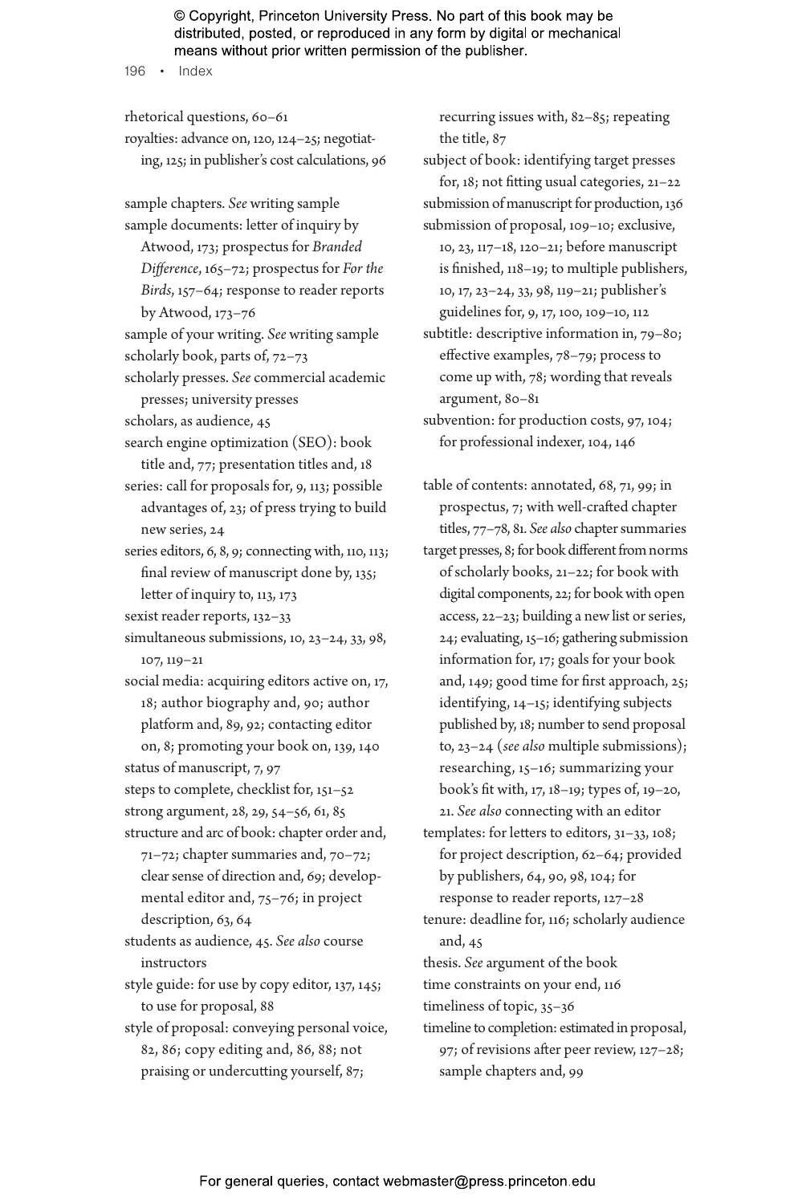rhetorical questions, 60–61
royalties: advance on, 120, 124–25; negotiating, 125; in publisher's cost calculations, 96

sample chapters. *See* writing sample
sample documents: letter of inquiry by Atwood, 173; prospectus for *Branded Difference*, 165–72; prospectus for *For the Birds*, 157–64; response to reader reports by Atwood, 173–76
sample of your writing. *See* writing sample
scholarly book, parts of, 72–73
scholarly presses. *See* commercial academic presses; university presses
scholars, as audience, 45
search engine optimization (SEO): book title and, 77; presentation titles and, 18
series: call for proposals for, 9, 113; possible advantages of, 23; of press trying to build new series, 24
series editors, 6, 8, 9; connecting with, 110, 113; final review of manuscript done by, 135; letter of inquiry to, 113, 173
sexist reader reports, 132–33
simultaneous submissions, 10, 23–24, 33, 98, 107, 119–21
social media: acquiring editors active on, 17, 18; author biography and, 90; author platform and, 89, 92; contacting editor on, 8; promoting your book on, 139, 140
status of manuscript, 7, 97
steps to complete, checklist for, 151–52
strong argument, 28, 29, 54–56, 61, 85
structure and arc of book: chapter order and, 71–72; chapter summaries and, 70–72; clear sense of direction and, 69; developmental editor and, 75–76; in project description, 63, 64
students as audience, 45. *See also* course instructors
style guide: for use by copy editor, 137, 145; to use for proposal, 88
style of proposal: conveying personal voice, 82, 86; copy editing and, 86, 88; not praising or undercutting yourself, 87; recurring issues with, 82–85; repeating the title, 87
subject of book: identifying target presses for, 18; not fitting usual categories, 21–22
submission of manuscript for production, 136
submission of proposal, 109–10; exclusive, 10, 23, 117–18, 120–21; before manuscript is finished, 118–19; to multiple publishers, 10, 17, 23–24, 33, 98, 119–21; publisher's guidelines for, 9, 17, 100, 109–10, 112
subtitle: descriptive information in, 79–80; effective examples, 78–79; process to come up with, 78; wording that reveals argument, 80–81
subvention: for production costs, 97, 104; for professional indexer, 104, 146

table of contents: annotated, 68, 71, 99; in prospectus, 7; with well-crafted chapter titles, 77–78, 81. *See also* chapter summaries
target presses, 8; for book different from norms of scholarly books, 21–22; for book with digital components, 22; for book with open access, 22–23; building a new list or series, 24; evaluating, 15–16; gathering submission information for, 17; goals for your book and, 149; good time for first approach, 25; identifying, 14–15; identifying subjects published by, 18; number to send proposal to, 23–24 (*see also* multiple submissions); researching, 15–16; summarizing your book's fit with, 17, 18–19; types of, 19–20, 21. *See also* connecting with an editor
templates: for letters to editors, 31–33, 108; for project description, 62–64; provided by publishers, 64, 90, 98, 104; for response to reader reports, 127–28
tenure: deadline for, 116; scholarly audience and, 45
thesis. *See* argument of the book
time constraints on your end, 116
timeliness of topic, 35–36
timeline to completion: estimated in proposal, 97; of revisions after peer review, 127–28; sample chapters and, 99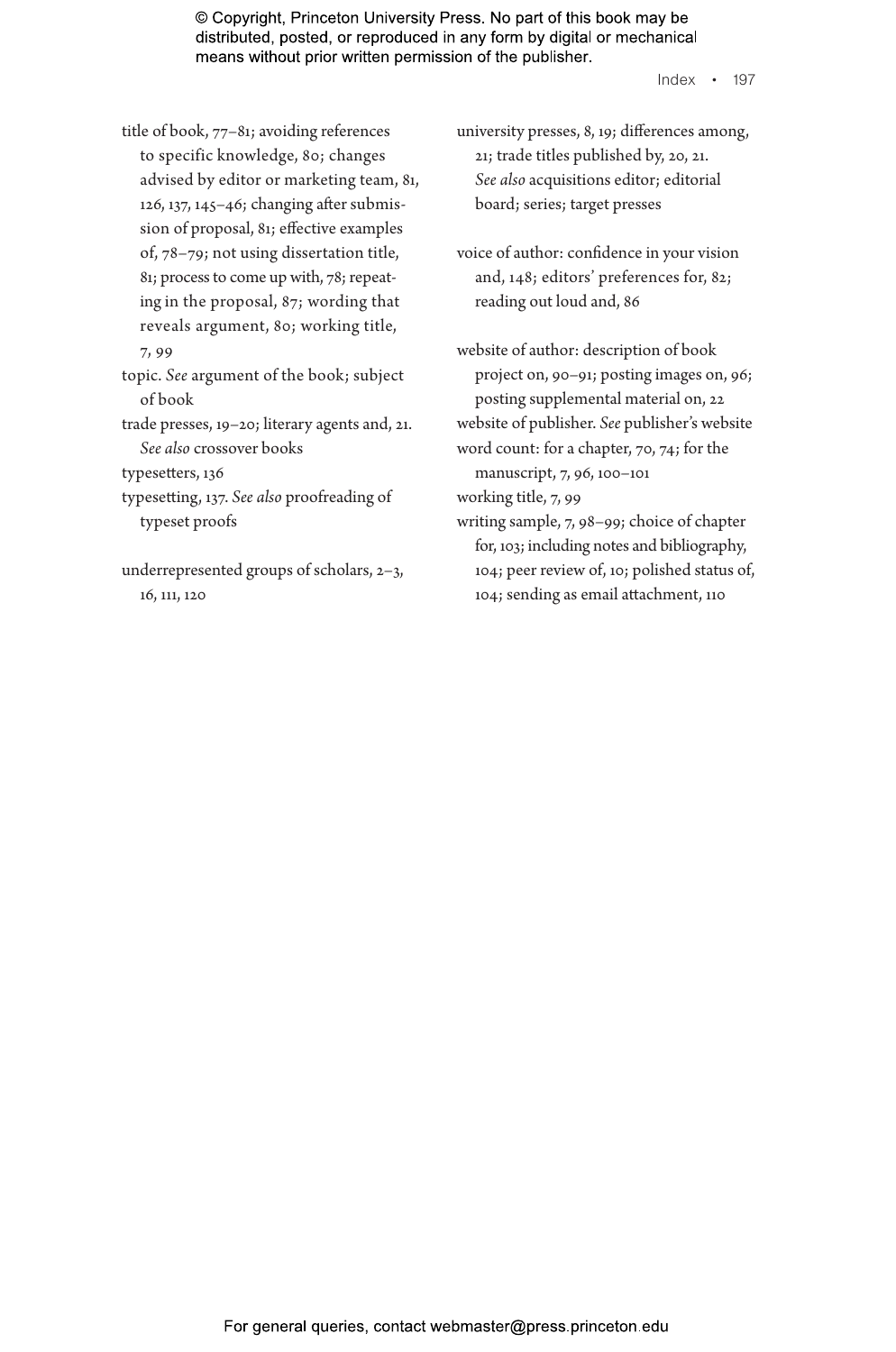title of book, 77–81; avoiding references to specific knowledge, 80; changes advised by editor or marketing team, 81, 126, 137, 145–46; changing after submission of proposal, 81; effective examples of, 78–79; not using dissertation title, 81; process to come up with, 78; repeating in the proposal, 87; wording that reveals argument, 80; working title, 7, 99

topic. *See* argument of the book; subject of book

trade presses, 19–20; literary agents and, 21. *See also* crossover books

typesetters, 136

typesetting, 137. *See also* proofreading of typeset proofs

underrepresented groups of scholars, 2–3, 16, 111, 120

university presses, 8, 19; differences among, 21; trade titles published by, 20, 21. *See also* acquisitions editor; editorial board; series; target presses

voice of author: confidence in your vision and, 148; editors' preferences for, 82; reading out loud and, 86

website of author: description of book project on, 90–91; posting images on, 96; posting supplemental material on, 22

website of publisher. *See* publisher's website

word count: for a chapter, 70, 74; for the manuscript, 7, 96, 100–101

working title, 7, 99

writing sample, 7, 98–99; choice of chapter for, 103; including notes and bibliography, 104; peer review of, 10; polished status of, 104; sending as email attachment, 110